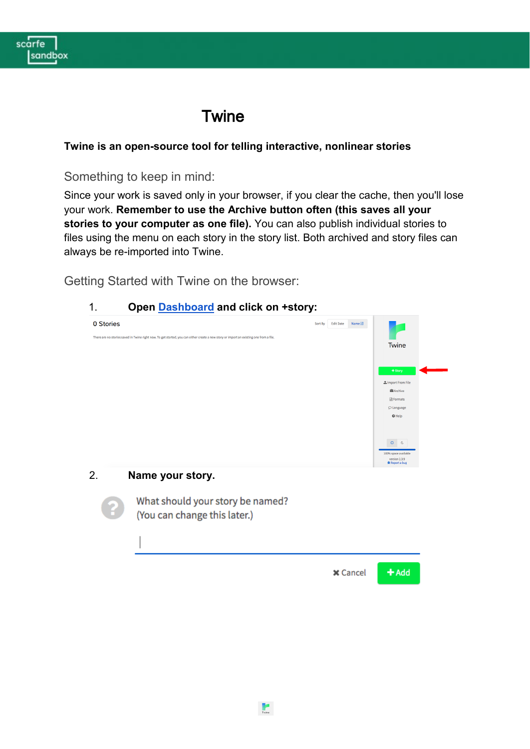# Twine

**Twine is an open-source tool for telling interactive, nonlinear stories**

## Something to keep in mind:

Since your work is saved only in your browser, if you clear the cache, then you'll lose your work. **Remember to use the Archive button often (this saves all your stories to your computer as one file).** You can also publish individual stories to files using the menu on each story in the story list. Both archived and story files can always be re-imported into Twine.

## Getting Started with Twine on the browser:

1. **Open Dashboard and click on +story:**

2. **Name your story.**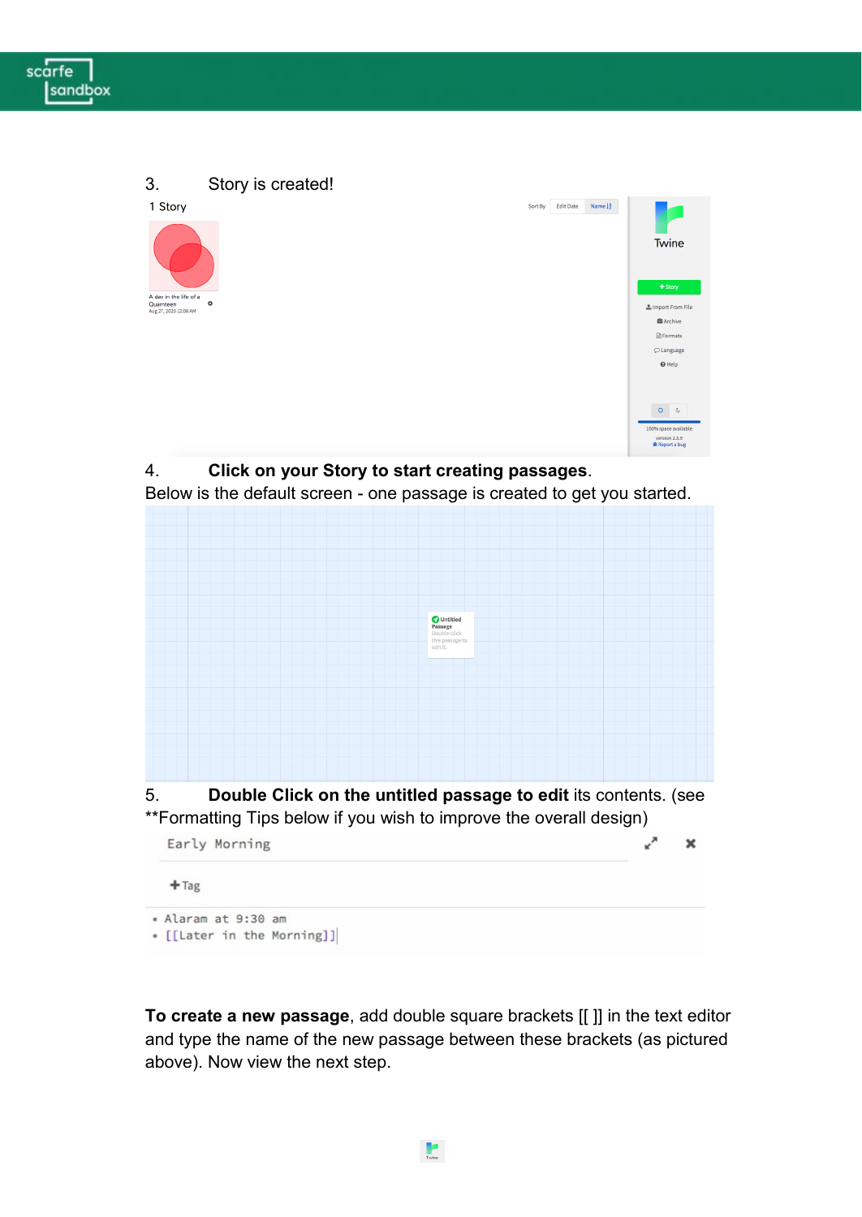3. Story is created!

4. **Click on your Story to start creating passages**.
Below is the default screen - one passage is created to get you started.

5. **Double Click on the untitled passage to edit** its contents. (see **Formatting Tips below if you wish to improve the overall design)

**To create a new passage**, add double square brackets [[ ]] in the text editor and type the name of the new passage between these brackets (as pictured above). Now view the next step.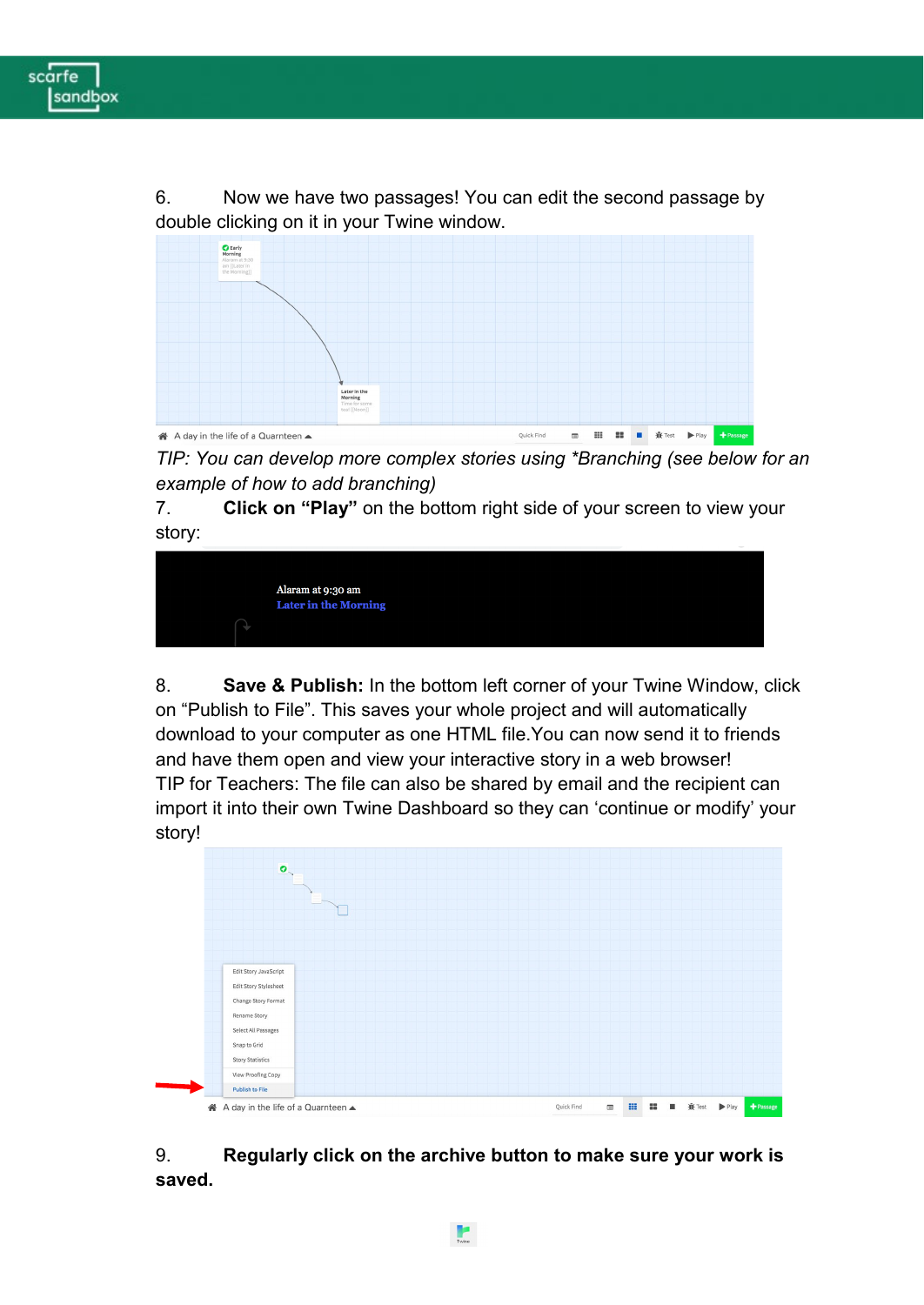6. Now we have two passages! You can edit the second passage by double clicking on it in your Twine window.

*TIP: You can develop more complex stories using \*Branching (see below for an example of how to add branching)*

7. **Click on "Play"** on the bottom right side of your screen to view your story:

8. **Save & Publish:** In the bottom left corner of your Twine Window, click on "Publish to File". This saves your whole project and will automatically download to your computer as one HTML file.You can now send it to friends and have them open and view your interactive story in a web browser!
TIP for Teachers: The file can also be shared by email and the recipient can import it into their own Twine Dashboard so they can 'continue or modify' your story!

9. **Regularly click on the archive button to make sure your work is saved.**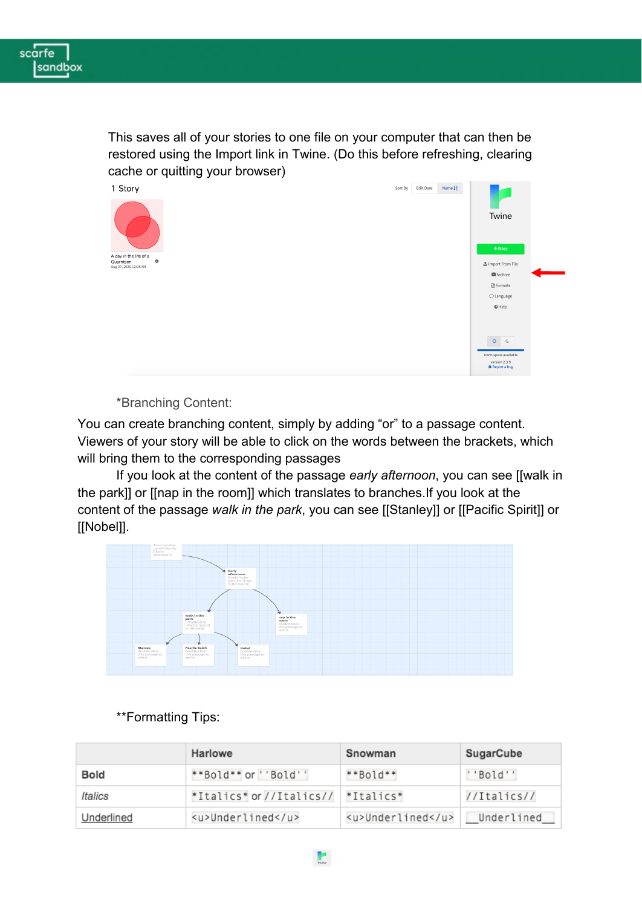This saves all of your stories to one file on your computer that can then be restored using the Import link in Twine. (Do this before refreshing, clearing cache or quitting your browser)

*Branching Content:

You can create branching content, simply by adding "or" to a passage content. Viewers of your story will be able to click on the words between the brackets, which will bring them to the corresponding passages

If you look at the content of the passage *early afternoon*, you can see [[walk in the park]] or [[nap in the room]] which translates to branches.If you look at the content of the passage *walk in the park*, you can see [[Stanley]] or [[Pacific Spirit]] or [[Nobel]].

**Formatting Tips:

| | Harlowe | Snowman | SugarCube |
|---|---|---|---|
| **Bold** | `**Bold**` or `''Bold''` | `**Bold**` | `''Bold''` |
| *Italics* | `*Italics*` or `//Italics//` | `*Italics*` | `//Italics//` |
| <u>Underlined</u> | `<u>Underlined</u>` | `<u>Underlined</u>` | `__Underlined__` |